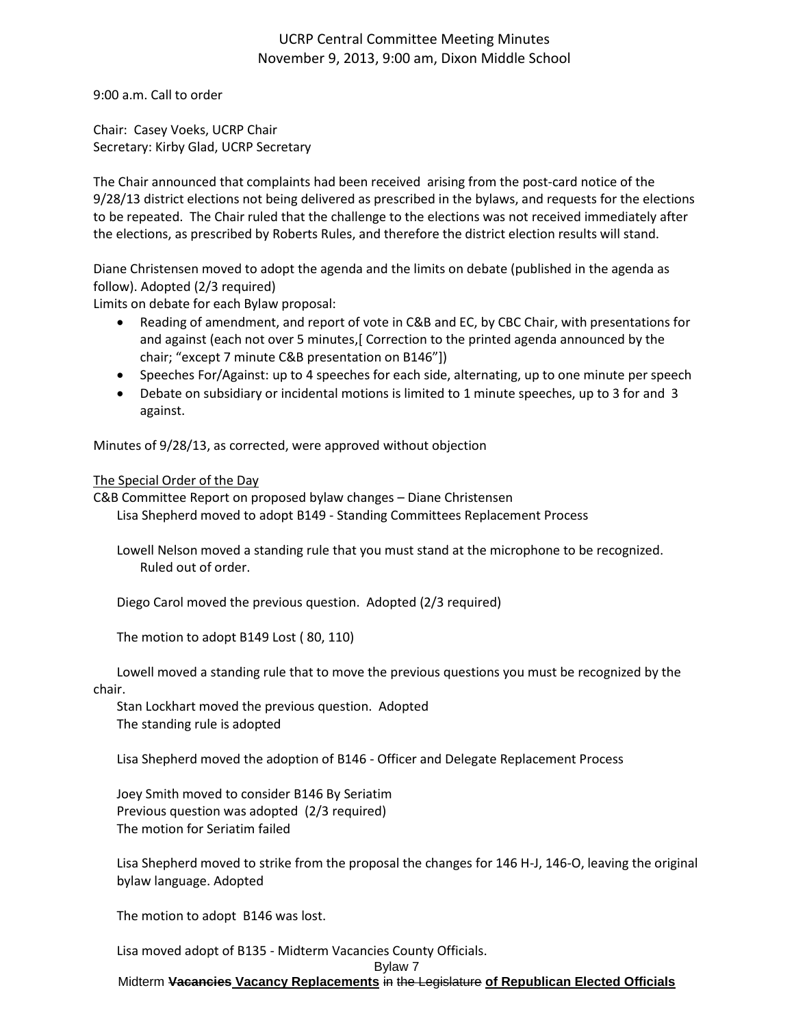# UCRP Central Committee Meeting Minutes
## November 9, 2013, 9:00 am, Dixon Middle School

9:00 a.m. Call to order

Chair: Casey Voeks, UCRP Chair
Secretary: Kirby Glad, UCRP Secretary

The Chair announced that complaints had been received arising from the post-card notice of the 9/28/13 district elections not being delivered as prescribed in the bylaws, and requests for the elections to be repeated. The Chair ruled that the challenge to the elections was not received immediately after the elections, as prescribed by Roberts Rules, and therefore the district election results will stand.

Diane Christensen moved to adopt the agenda and the limits on debate (published in the agenda as follow). Adopted (2/3 required)
Limits on debate for each Bylaw proposal:

- Reading of amendment, and report of vote in C&B and EC, by CBC Chair, with presentations for and against (each not over 5 minutes,[ Correction to the printed agenda announced by the chair; "except 7 minute C&B presentation on B146"])
- Speeches For/Against: up to 4 speeches for each side, alternating, up to one minute per speech
- Debate on subsidiary or incidental motions is limited to 1 minute speeches, up to 3 for and 3 against.

Minutes of 9/28/13, as corrected, were approved without objection

<u>The Special Order of the Day</u>

C&B Committee Report on proposed bylaw changes – Diane Christensen

Lisa Shepherd moved to adopt B149 - Standing Committees Replacement Process

Lowell Nelson moved a standing rule that you must stand at the microphone to be recognized. Ruled out of order.

Diego Carol moved the previous question. Adopted (2/3 required)

The motion to adopt B149 Lost ( 80, 110)

Lowell moved a standing rule that to move the previous questions you must be recognized by the chair.
Stan Lockhart moved the previous question. Adopted
The standing rule is adopted

Lisa Shepherd moved the adoption of B146 - Officer and Delegate Replacement Process

Joey Smith moved to consider B146 By Seriatim
Previous question was adopted (2/3 required)
The motion for Seriatim failed

Lisa Shepherd moved to strike from the proposal the changes for 146 H-J, 146-O, leaving the original bylaw language. Adopted

The motion to adopt B146 was lost.

Lisa moved adopt of B135 - Midterm Vacancies County Officials.

Bylaw 7

Midterm ~~**Vacancies**~~ **<u>Vacancy Replacements</u>** ~~in the Legislature~~ **<u>of Republican Elected Officials</u>**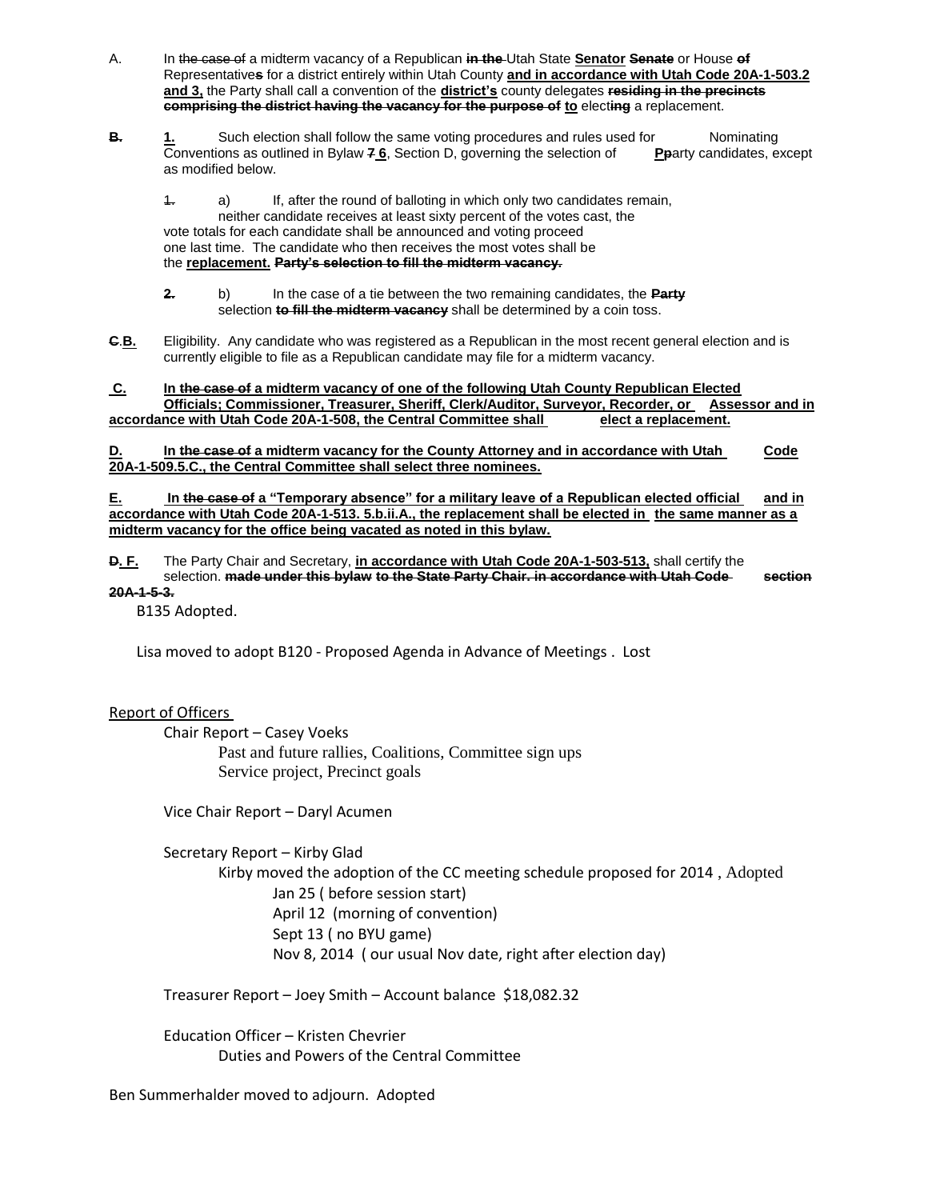A. In ~~the case of~~ a midterm vacancy of a Republican ~~**in the**~~ Utah State **Senator** ~~**Senate**~~ or House ~~**of**~~ Representative~~**s**~~ for a district entirely within Utah County **and in accordance with Utah Code 20A-1-503.2 and 3,** the Party shall call a convention of the **district's** county delegates ~~**residing in the precincts comprising the district having the vacancy for the purpose of**~~ **to** elect~~**ing**~~ a replacement.

~~**B.**~~ **1.** Such election shall follow the same voting procedures and rules used for Nominating Conventions as outlined in Bylaw ~~7~~ **6**, Section D, governing the selection of **P**~~p~~arty candidates, except as modified below.

~~1.~~ a) If, after the round of balloting in which only two candidates remain, neither candidate receives at least sixty percent of the votes cast, the vote totals for each candidate shall be announced and voting proceed one last time. The candidate who then receives the most votes shall be the **replacement.** ~~**Party's selection to fill the midterm vacancy.**~~

~~**2.**~~ b) In the case of a tie between the two remaining candidates, the ~~**Party**~~ selection ~~**to fill the midterm vacancy**~~ shall be determined by a coin toss.

~~**C**~~.**B.** Eligibility. Any candidate who was registered as a Republican in the most recent general election and is currently eligible to file as a Republican candidate may file for a midterm vacancy.

**C. In ~~the case of~~ a midterm vacancy of one of the following Utah County Republican Elected Officials; Commissioner, Treasurer, Sheriff, Clerk/Auditor, Surveyor, Recorder, or Assessor and in accordance with Utah Code 20A-1-508, the Central Committee shall elect a replacement.**

**D. In ~~the case of~~ a midterm vacancy for the County Attorney and in accordance with Utah Code 20A-1-509.5.C., the Central Committee shall select three nominees.**

**E. In ~~the case of~~ a "Temporary absence" for a military leave of a Republican elected official and in accordance with Utah Code 20A-1-513. 5.b.ii.A., the replacement shall be elected in the same manner as a midterm vacancy for the office being vacated as noted in this bylaw.**

~~**D.**~~ **F.** The Party Chair and Secretary, **in accordance with Utah Code 20A-1-503-513,** shall certify the selection. ~~**made under this bylaw to the State Party Chair. in accordance with Utah Code section 20A-1-5-3.**~~

B135 Adopted.

Lisa moved to adopt B120 - Proposed Agenda in Advance of Meetings . Lost

Report of Officers

Chair Report – Casey Voeks
- Past and future rallies, Coalitions, Committee sign ups
- Service project, Precinct goals

Vice Chair Report – Daryl Acumen

Secretary Report – Kirby Glad
- Kirby moved the adoption of the CC meeting schedule proposed for 2014 , Adopted
  - Jan 25 ( before session start)
  - April 12 (morning of convention)
  - Sept 13 ( no BYU game)
  - Nov 8, 2014 ( our usual Nov date, right after election day)

Treasurer Report – Joey Smith – Account balance $18,082.32

Education Officer – Kristen Chevrier
- Duties and Powers of the Central Committee

Ben Summerhalder moved to adjourn. Adopted